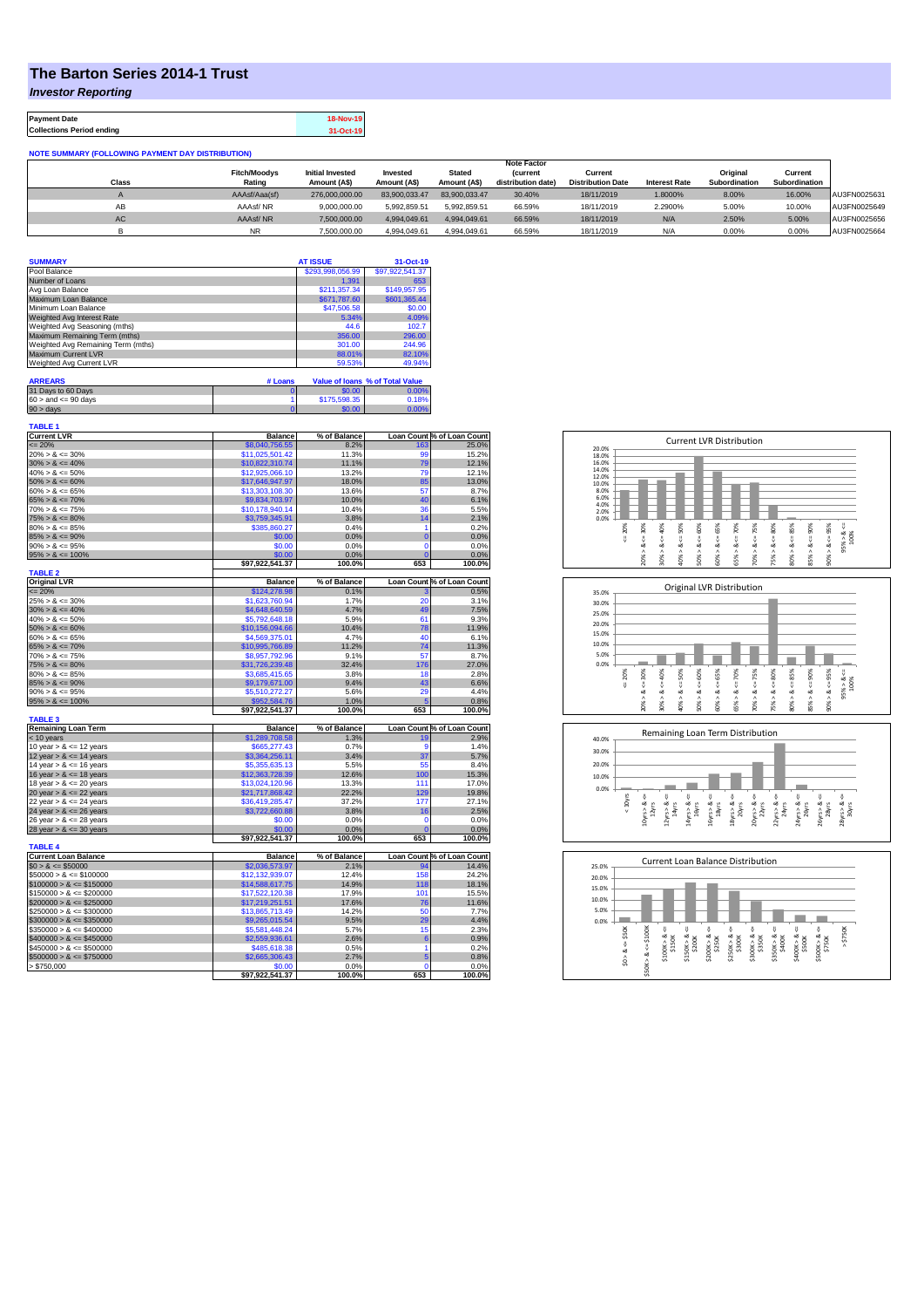# The Barton Series 2014-1 Trust

***Investor Reporting***

| Payment Date | 18-Nov-19 |
|---|---|
| Collections Period ending | 31-Oct-19 |

**NOTE SUMMARY (FOLLOWING PAYMENT DAY DISTRIBUTION)**

| Class | Fitch/Moodys Rating | Initial Invested Amount (A$) | Invested Amount (A$) | Stated Amount (A$) | Note Factor (current distribution date) | Current Distribution Date | Interest Rate | Original Subordination | Current Subordination | |
|---|---|---|---|---|---|---|---|---|---|---|
| A | AAAsf/Aaa(sf) | 276,000,000.00 | 83,900,033.47 | 83,900,033.47 | 30.40% | 18/11/2019 | 1.8000% | 8.00% | 16.00% | AU3FN0025631 |
| AB | AAAsf/ NR | 9,000,000.00 | 5,992,859.51 | 5,992,859.51 | 66.59% | 18/11/2019 | 2.2900% | 5.00% | 10.00% | AU3FN0025649 |
| AC | AAAsf/ NR | 7,500,000.00 | 4,994,049.61 | 4,994,049.61 | 66.59% | 18/11/2019 | N/A | 2.50% | 5.00% | AU3FN0025656 |
| B | NR | 7,500,000.00 | 4,994,049.61 | 4,994,049.61 | 66.59% | 18/11/2019 | N/A | 0.00% | 0.00% | AU3FN0025664 |

| SUMMARY | AT ISSUE | 31-Oct-19 |
|---|---|---|
| Pool Balance | $293,998,056.99 | $97,922,541.37 |
| Number of Loans | 1,391 | 653 |
| Avg Loan Balance | $211,357.34 | $149,957.95 |
| Maximum Loan Balance | $671,787.60 | $601,365.44 |
| Minimum Loan Balance | $47,506.58 | $0.00 |
| Weighted Avg Interest Rate | 5.34% | 4.09% |
| Weighted Avg Seasoning (mths) | 44.6 | 102.7 |
| Maximum Remaining Term (mths) | 356.00 | 296.00 |
| Weighted Avg Remaining Term (mths) | 301.00 | 244.96 |
| Maximum Current LVR | 88.01% | 82.10% |
| Weighted Avg Current LVR | 59.53% | 49.94% |

| ARREARS | # Loans | Value of loans | % of Total Value |
|---|---|---|---|
| 31 Days to 60 Days | 0 | $0.00 | 0.00% |
| 60 > and <= 90 days | 1 | $175,598.35 | 0.18% |
| 90 > days | 0 | $0.00 | 0.00% |

**TABLE 1**

| Current LVR | Balance | % of Balance | Loan Count | % of Loan Count |
|---|---|---|---|---|
| <= 20% | $8,040,756.55 | 8.2% | 163 | 25.0% |
| 20% > & <= 30% | $11,025,501.42 | 11.3% | 99 | 15.2% |
| 30% > & <= 40% | $10,822,310.74 | 11.1% | 79 | 12.1% |
| 40% > & <= 50% | $12,925,066.10 | 13.2% | 79 | 12.1% |
| 50% > & <= 60% | $17,646,947.97 | 18.0% | 85 | 13.0% |
| 60% > & <= 65% | $13,303,108.30 | 13.6% | 57 | 8.7% |
| 65% > & <= 70% | $9,834,703.97 | 10.0% | 40 | 6.1% |
| 70% > & <= 75% | $10,178,940.14 | 10.4% | 36 | 5.5% |
| 75% > & <= 80% | $3,759,345.91 | 3.8% | 14 | 2.1% |
| 80% > & <= 85% | $385,860.27 | 0.4% | 1 | 0.2% |
| 85% > & <= 90% | $0.00 | 0.0% | 0 | 0.0% |
| 90% > & <= 95% | $0.00 | 0.0% | 0 | 0.0% |
| 95% > & <= 100% | $0.00 | 0.0% | 0 | 0.0% |
| | $97,922,541.37 | 100.0% | 653 | 100.0% |

**TABLE 2**

| Original LVR | Balance | % of Balance | Loan Count | % of Loan Count |
|---|---|---|---|---|
| <= 20% | $124,278.98 | 0.1% | 3 | 0.5% |
| 25% > & <= 30% | $1,623,760.94 | 1.7% | 20 | 3.1% |
| 30% > & <= 40% | $4,648,640.59 | 4.7% | 49 | 7.5% |
| 40% > & <= 50% | $5,792,648.18 | 5.9% | 61 | 9.3% |
| 50% > & <= 60% | $10,156,094.66 | 10.4% | 78 | 11.9% |
| 60% > & <= 65% | $4,569,375.01 | 4.7% | 40 | 6.1% |
| 65% > & <= 70% | $10,995,766.89 | 11.2% | 74 | 11.3% |
| 70% > & <= 75% | $8,957,792.96 | 9.1% | 57 | 8.7% |
| 75% > & <= 80% | $31,726,239.48 | 32.4% | 176 | 27.0% |
| 80% > & <= 85% | $3,685,415.65 | 3.8% | 18 | 2.8% |
| 85% > & <= 90% | $9,179,671.00 | 9.4% | 43 | 6.6% |
| 90% > & <= 95% | $5,510,272.27 | 5.6% | 29 | 4.4% |
| 95% > & <= 100% | $952,584.76 | 1.0% | 5 | 0.8% |
| | $97,922,541.37 | 100.0% | 653 | 100.0% |

**TABLE 3**

| Remaining Loan Term | Balance | % of Balance | Loan Count | % of Loan Count |
|---|---|---|---|---|
| < 10 years | $1,289,708.58 | 1.3% | 19 | 2.9% |
| 10 year > & <= 12 years | $665,277.43 | 0.7% | 9 | 1.4% |
| 12 year > & <= 14 years | $3,364,256.11 | 3.4% | 37 | 5.7% |
| 14 year > & <= 16 years | $5,355,635.13 | 5.5% | 55 | 8.4% |
| 16 year > & <= 18 years | $12,363,728.39 | 12.6% | 100 | 15.3% |
| 18 year > & <= 20 years | $13,024,120.96 | 13.3% | 111 | 17.0% |
| 20 year > & <= 22 years | $21,717,868.42 | 22.2% | 129 | 19.8% |
| 22 year > & <= 24 years | $36,419,285.47 | 37.2% | 177 | 27.1% |
| 24 year > & <= 26 years | $3,722,660.88 | 3.8% | 16 | 2.5% |
| 26 year > & <= 28 years | $0.00 | 0.0% | 0 | 0.0% |
| 28 year > & <= 30 years | $0.00 | 0.0% | 0 | 0.0% |
| | $97,922,541.37 | 100.0% | 653 | 100.0% |

**TABLE 4**

| Current Loan Balance | Balance | % of Balance | Loan Count | % of Loan Count |
|---|---|---|---|---|
| $0 > & <= $50000 | $2,036,573.97 | 2.1% | 94 | 14.4% |
| $50000 > & <= $100000 | $12,132,939.07 | 12.4% | 158 | 24.2% |
| $100000 > & <= $150000 | $14,588,617.75 | 14.9% | 118 | 18.1% |
| $150000 > & <= $200000 | $17,522,120.38 | 17.9% | 101 | 15.5% |
| $200000 > & <= $250000 | $17,219,251.51 | 17.6% | 76 | 11.6% |
| $250000 > & <= $300000 | $13,865,713.49 | 14.2% | 50 | 7.7% |
| $300000 > & <= $350000 | $9,265,015.54 | 9.5% | 29 | 4.4% |
| $350000 > & <= $400000 | $5,581,448.24 | 5.7% | 15 | 2.3% |
| $400000 > & <= $450000 | $2,559,936.61 | 2.6% | 6 | 0.9% |
| $450000 > & <= $500000 | $485,618.38 | 0.5% | 1 | 0.2% |
| $500000 > & <= $750000 | $2,665,306.43 | 2.7% | 5 | 0.8% |
| > $750,000 | $0.00 | 0.0% | 0 | 0.0% |
| | $97,922,541.37 | 100.0% | 653 | 100.0% |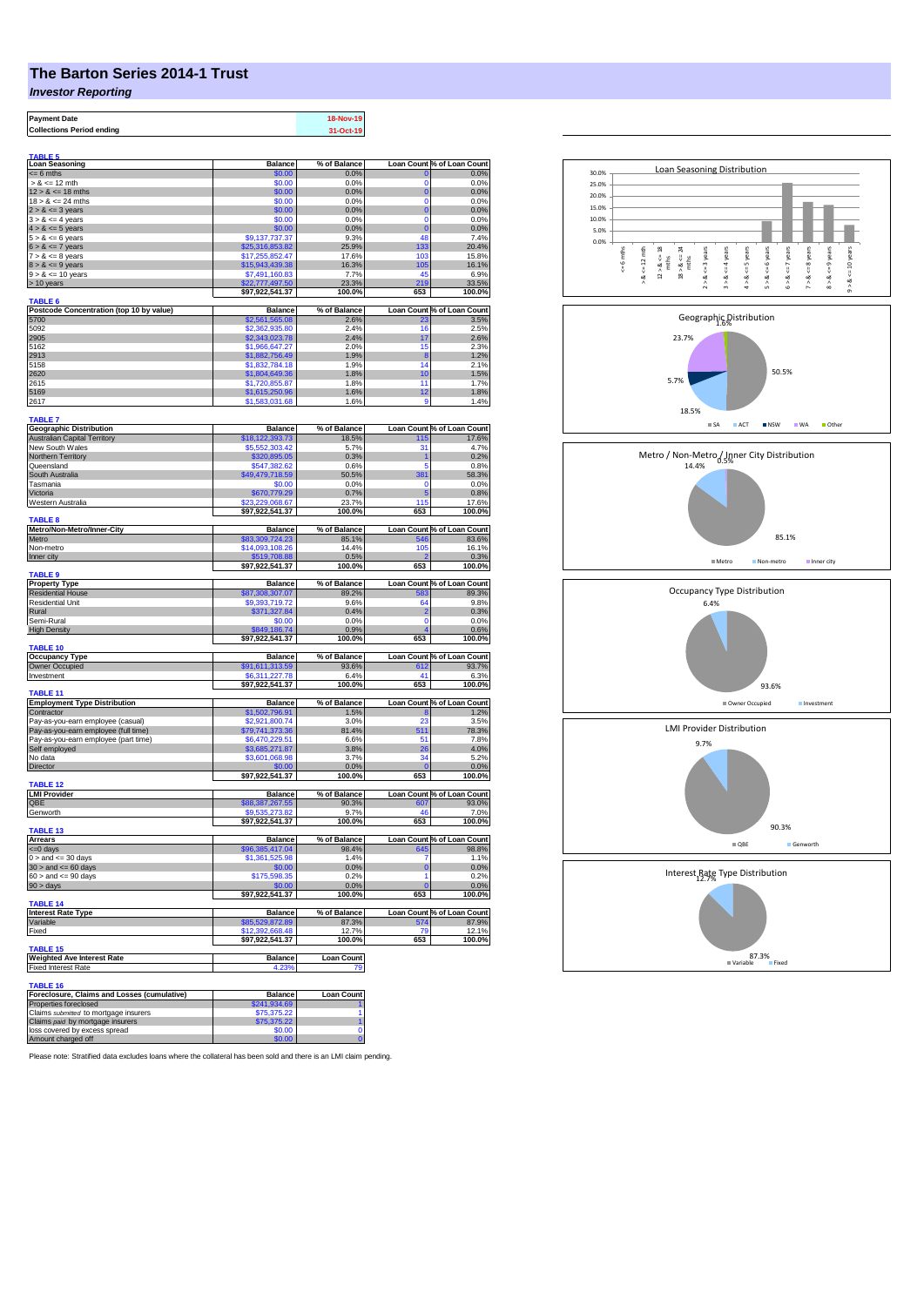# The Barton Series 2014-1 Trust

*Investor Reporting*

| | |
|---|---|
| **Payment Date** | 18-Nov-19 |
| **Collections Period ending** | 31-Oct-19 |

**TABLE 5**

| Loan Seasoning | Balance | % of Balance | Loan Count | % of Loan Count |
|---|---|---|---|---|
| <= 6 mths | $0.00 | 0.0% | 0 | 0.0% |
| > & <= 12 mth | $0.00 | 0.0% | 0 | 0.0% |
| 12 > & <= 18 mths | $0.00 | 0.0% | 0 | 0.0% |
| 18 > & <= 24 mths | $0.00 | 0.0% | 0 | 0.0% |
| 2 > & <= 3 years | $0.00 | 0.0% | 0 | 0.0% |
| 3 > & <= 4 years | $0.00 | 0.0% | 0 | 0.0% |
| 4 > & <= 5 years | $0.00 | 0.0% | 0 | 0.0% |
| 5 > & <= 6 years | $9,137,737.37 | 9.3% | 48 | 7.4% |
| 6 > & <= 7 years | $25,316,853.82 | 25.9% | 133 | 20.4% |
| 7 > & <= 8 years | $17,255,852.47 | 17.6% | 103 | 15.8% |
| 8 > & <= 9 years | $15,943,439.38 | 16.3% | 105 | 16.1% |
| 9 > & <= 10 years | $7,491,160.83 | 7.7% | 45 | 6.9% |
| > 10 years | $22,777,497.50 | 23.3% | 219 | 33.5% |
| | $97,922,541.37 | 100.0% | 653 | 100.0% |

**TABLE 6**

| Postcode Concentration (top 10 by value) | Balance | % of Balance | Loan Count | % of Loan Count |
|---|---|---|---|---|
| 5700 | $2,561,565.08 | 2.6% | 23 | 3.5% |
| 5092 | $2,362,935.80 | 2.4% | 16 | 2.5% |
| 2905 | $2,343,023.78 | 2.4% | 17 | 2.6% |
| 5162 | $1,966,647.27 | 2.0% | 15 | 2.3% |
| 2913 | $1,882,756.49 | 1.9% | 8 | 1.2% |
| 5158 | $1,832,784.18 | 1.9% | 14 | 2.1% |
| 2620 | $1,804,649.36 | 1.8% | 10 | 1.5% |
| 2615 | $1,720,855.87 | 1.8% | 11 | 1.7% |
| 5169 | $1,615,250.96 | 1.6% | 12 | 1.8% |
| 2617 | $1,583,031.68 | 1.6% | 9 | 1.4% |

**TABLE 7**

| Geographic Distribution | Balance | % of Balance | Loan Count | % of Loan Count |
|---|---|---|---|---|
| Australian Capital Territory | $18,122,393.73 | 18.5% | 115 | 17.6% |
| New South Wales | $5,552,303.42 | 5.7% | 31 | 4.7% |
| Northern Territory | $320,895.05 | 0.3% | 1 | 0.2% |
| Queensland | $547,382.62 | 0.6% | 5 | 0.8% |
| South Australia | $49,479,718.59 | 50.5% | 381 | 58.3% |
| Tasmania | $0.00 | 0.0% | 0 | 0.0% |
| Victoria | $670,779.29 | 0.7% | 5 | 0.8% |
| Western Australia | $23,229,068.67 | 23.7% | 115 | 17.6% |
| | $97,922,541.37 | 100.0% | 653 | 100.0% |

**TABLE 8**

| Metro/Non-Metro/Inner-City | Balance | % of Balance | Loan Count | % of Loan Count |
|---|---|---|---|---|
| Metro | $83,309,724.23 | 85.1% | 546 | 83.6% |
| Non-metro | $14,093,108.26 | 14.4% | 105 | 16.1% |
| Inner city | $519,708.88 | 0.5% | 2 | 0.3% |
| | $97,922,541.37 | 100.0% | 653 | 100.0% |

**TABLE 9**

| Property Type | Balance | % of Balance | Loan Count | % of Loan Count |
|---|---|---|---|---|
| Residential House | $87,308,307.07 | 89.2% | 583 | 89.3% |
| Residential Unit | $9,393,719.72 | 9.6% | 64 | 9.8% |
| Rural | $371,327.84 | 0.4% | 2 | 0.3% |
| Semi-Rural | $0.00 | 0.0% | 0 | 0.0% |
| High Density | $849,186.74 | 0.9% | 4 | 0.6% |
| | $97,922,541.37 | 100.0% | 653 | 100.0% |

**TABLE 10**

| Occupancy Type | Balance | % of Balance | Loan Count | % of Loan Count |
|---|---|---|---|---|
| Owner Occupied | $91,611,313.59 | 93.6% | 612 | 93.7% |
| Investment | $6,311,227.78 | 6.4% | 41 | 6.3% |
| | $97,922,541.37 | 100.0% | 653 | 100.0% |

**TABLE 11**

| Employment Type Distribution | Balance | % of Balance | Loan Count | % of Loan Count |
|---|---|---|---|---|
| Contractor | $1,502,796.91 | 1.5% | 8 | 1.2% |
| Pay-as-you-earn employee (casual) | $2,921,800.74 | 3.0% | 23 | 3.5% |
| Pay-as-you-earn employee (full time) | $79,741,373.36 | 81.4% | 511 | 78.3% |
| Pay-as-you-earn employee (part time) | $6,470,229.51 | 6.6% | 51 | 7.8% |
| Self employed | $3,685,271.87 | 3.8% | 26 | 4.0% |
| No data | $3,601,068.98 | 3.7% | 34 | 5.2% |
| Director | $0.00 | 0.0% | 0 | 0.0% |
| | $97,922,541.37 | 100.0% | 653 | 100.0% |

**TABLE 12**

| LMI Provider | Balance | % of Balance | Loan Count | % of Loan Count |
|---|---|---|---|---|
| QBE | $88,387,267.55 | 90.3% | 607 | 93.0% |
| Genworth | $9,535,273.82 | 9.7% | 46 | 7.0% |
| | $97,922,541.37 | 100.0% | 653 | 100.0% |

**TABLE 13**

| Arrears | Balance | % of Balance | Loan Count | % of Loan Count |
|---|---|---|---|---|
| <=0 days | $96,385,417.04 | 98.4% | 645 | 98.8% |
| 0 > and <= 30 days | $1,361,525.98 | 1.4% | 7 | 1.1% |
| 30 > and <= 60 days | $0.00 | 0.0% | 0 | 0.0% |
| 60 > and <= 90 days | $175,598.35 | 0.2% | 1 | 0.2% |
| 90 > days | $0.00 | 0.0% | 0 | 0.0% |
| | $97,922,541.37 | 100.0% | 653 | 100.0% |

**TABLE 14**

| Interest Rate Type | Balance | % of Balance | Loan Count | % of Loan Count |
|---|---|---|---|---|
| Variable | $85,529,872.89 | 87.3% | 574 | 87.9% |
| Fixed | $12,392,668.48 | 12.7% | 79 | 12.1% |
| | $97,922,541.37 | 100.0% | 653 | 100.0% |

**TABLE 15**

| Weighted Ave Interest Rate | Balance | Loan Count |
|---|---|---|
| Fixed Interest Rate | 4.23% | 79 |

**TABLE 16**

| Foreclosure, Claims and Losses (cumulative) | Balance | Loan Count |
|---|---|---|
| Properties foreclosed | $241,934.69 | 1 |
| Claims *submitted* to mortgage insurers | $75,375.22 | 1 |
| Claims *paid* by mortgage insurers | $75,375.22 | 1 |
| loss covered by excess spread | $0.00 | 0 |
| Amount charged off | $0.00 | 0 |

Please note: Stratified data excludes loans where the collateral has been sold and there is an LMI claim pending.

Loan Seasoning Distribution
30.0%
25.0%
20.0%
15.0%
10.0%
5.0%
0.0%
<= 6 mths
> & <= 12 mth
12 > & <= 18 mths
18 > & <= 24 mths
2 > & <= 3 years
3 > & <= 4 years
4 > & <= 5 years
5 > & <= 6 years
6 > & <= 7 years
7 > & <= 8 years
8 > & <= 9 years
9 > & <= 10 years

Geographic Distribution
1.6%
23.7%
50.5%
5.7%
18.5%
SA ACT NSW WA Other

Metro / Non-Metro / Inner City Distribution
0.5%
14.4%
85.1%
Metro Non-metro Inner city

Occupancy Type Distribution
6.4%
93.6%
Owner Occupied Investment

LMI Provider Distribution
9.7%
90.3%
QBE Genworth

Interest Rate Type Distribution
12.7%
87.3%
Variable Fixed